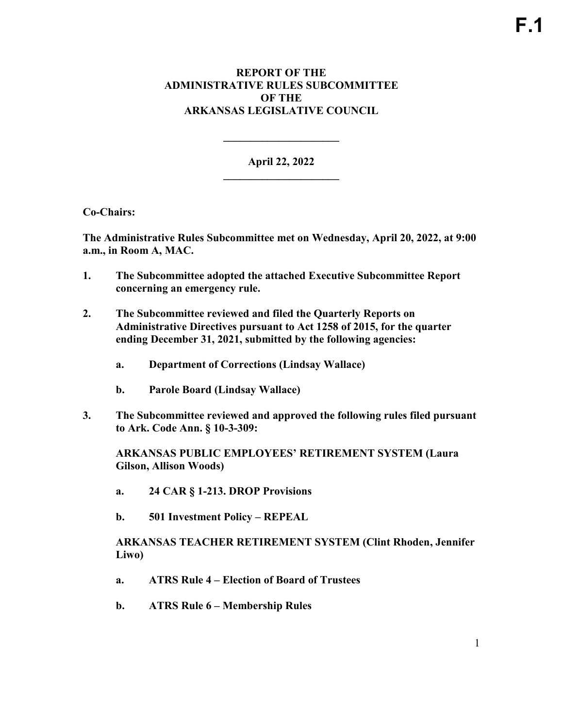F.1

# REPORT OF THE ADMINISTRATIVE RULES SUBCOMMITTEE OF THE ARKANSAS LEGISLATIVE COUNCIL

---

**April 22, 2022**

---

**Co-Chairs:**

**The Administrative Rules Subcommittee met on Wednesday, April 20, 2022, at 9:00 a.m., in Room A, MAC.**

1. **The Subcommittee adopted the attached Executive Subcommittee Report concerning an emergency rule.**

2. **The Subcommittee reviewed and filed the Quarterly Reports on Administrative Directives pursuant to Act 1258 of 2015, for the quarter ending December 31, 2021, submitted by the following agencies:**

   a. **Department of Corrections (Lindsay Wallace)**

   b. **Parole Board (Lindsay Wallace)**

3. **The Subcommittee reviewed and approved the following rules filed pursuant to Ark. Code Ann. § 10-3-309:**

   **ARKANSAS PUBLIC EMPLOYEES' RETIREMENT SYSTEM (Laura Gilson, Allison Woods)**

   a. **24 CAR § 1-213. DROP Provisions**

   b. **501 Investment Policy – REPEAL**

   **ARKANSAS TEACHER RETIREMENT SYSTEM (Clint Rhoden, Jennifer Liwo)**

   a. **ATRS Rule 4 – Election of Board of Trustees**

   b. **ATRS Rule 6 – Membership Rules**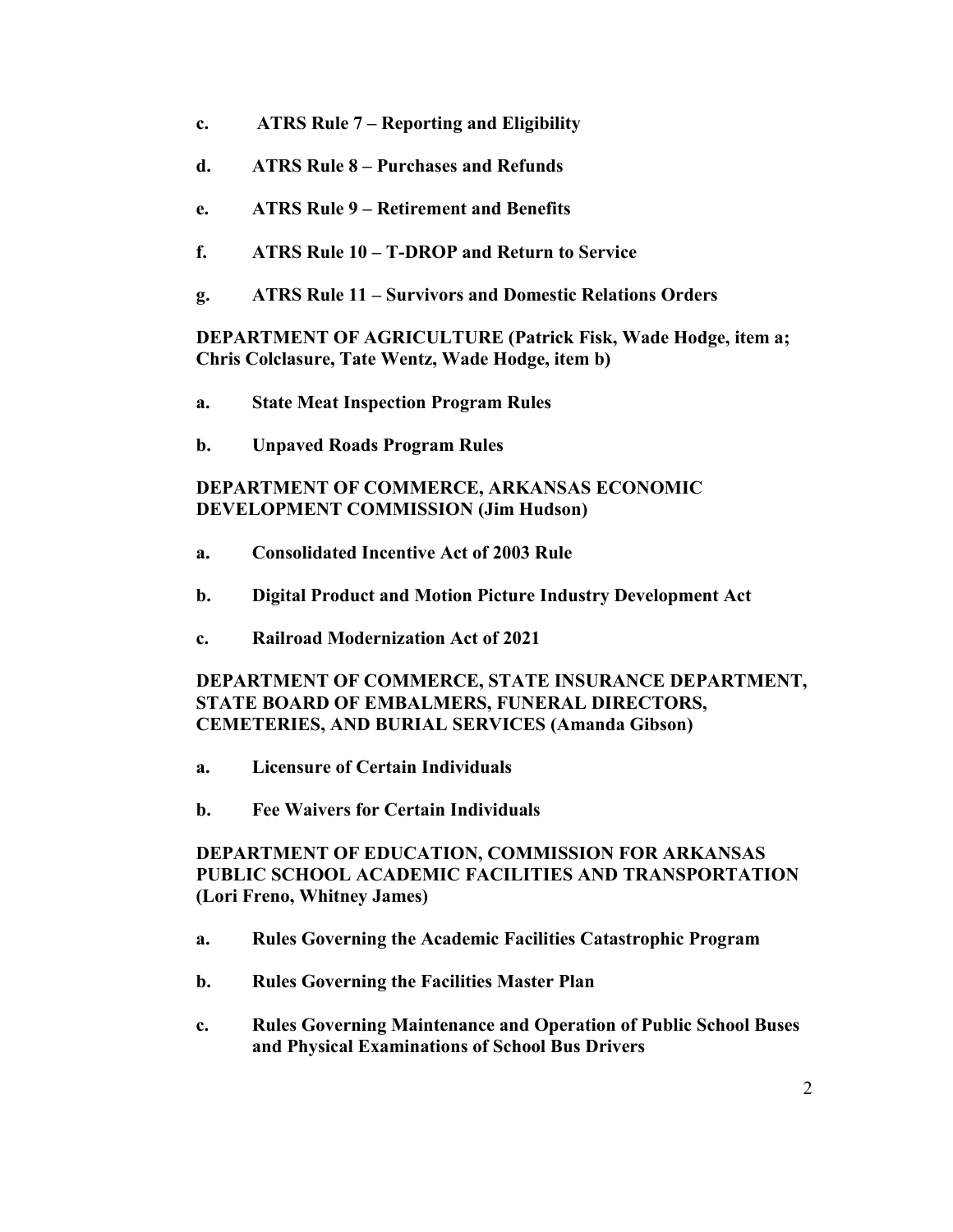- **c. ATRS Rule 7 – Reporting and Eligibility**
- **d. ATRS Rule 8 – Purchases and Refunds**
- **e. ATRS Rule 9 – Retirement and Benefits**
- **f. ATRS Rule 10 – T-DROP and Return to Service**
- **g. ATRS Rule 11 – Survivors and Domestic Relations Orders**

**DEPARTMENT OF AGRICULTURE (Patrick Fisk, Wade Hodge, item a; Chris Colclasure, Tate Wentz, Wade Hodge, item b)**

- **a. State Meat Inspection Program Rules**
- **b. Unpaved Roads Program Rules**

**DEPARTMENT OF COMMERCE, ARKANSAS ECONOMIC DEVELOPMENT COMMISSION (Jim Hudson)**

- **a. Consolidated Incentive Act of 2003 Rule**
- **b. Digital Product and Motion Picture Industry Development Act**
- **c. Railroad Modernization Act of 2021**

**DEPARTMENT OF COMMERCE, STATE INSURANCE DEPARTMENT, STATE BOARD OF EMBALMERS, FUNERAL DIRECTORS, CEMETERIES, AND BURIAL SERVICES (Amanda Gibson)**

- **a. Licensure of Certain Individuals**
- **b. Fee Waivers for Certain Individuals**

**DEPARTMENT OF EDUCATION, COMMISSION FOR ARKANSAS PUBLIC SCHOOL ACADEMIC FACILITIES AND TRANSPORTATION (Lori Freno, Whitney James)**

- **a. Rules Governing the Academic Facilities Catastrophic Program**
- **b. Rules Governing the Facilities Master Plan**
- **c. Rules Governing Maintenance and Operation of Public School Buses and Physical Examinations of School Bus Drivers**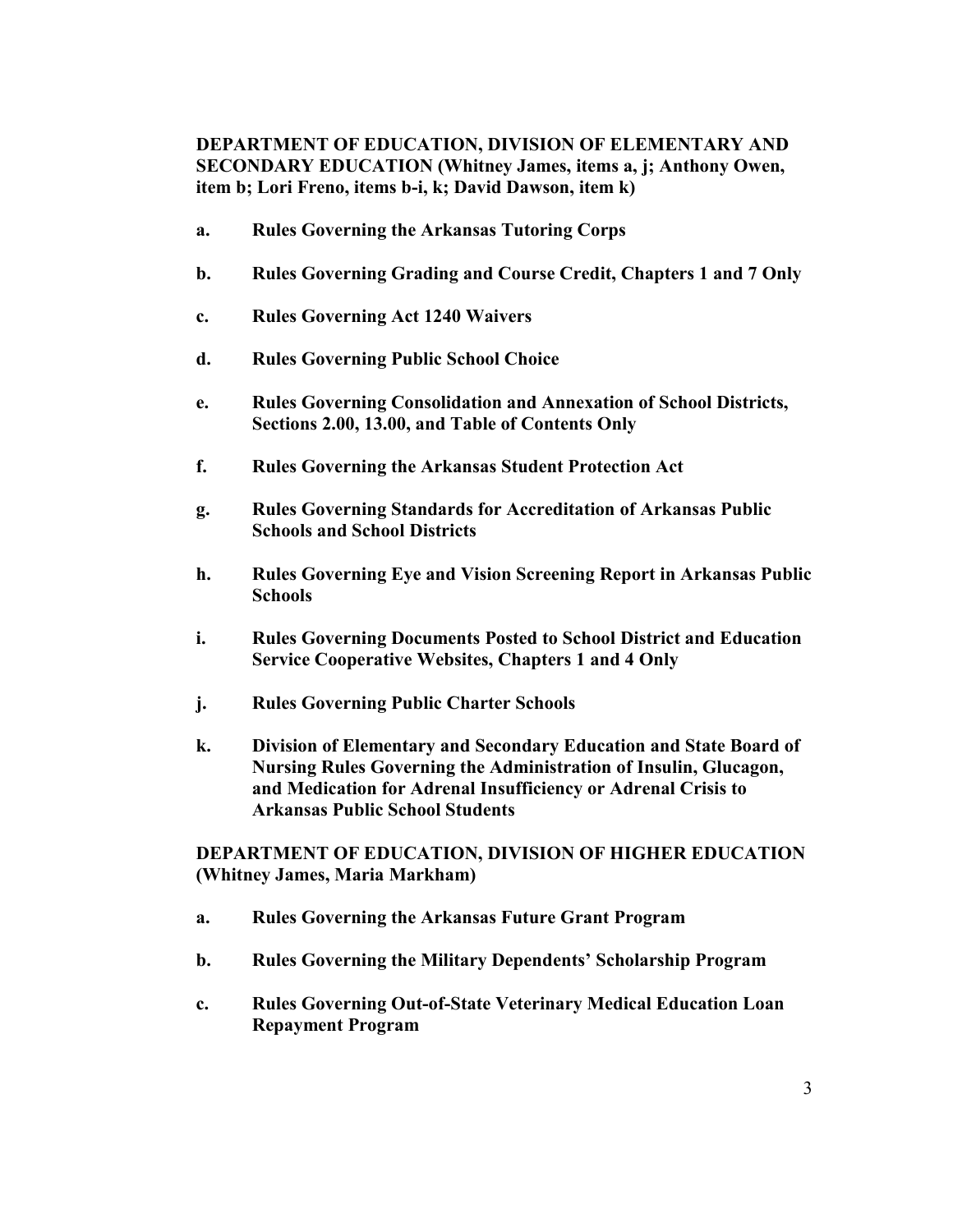**DEPARTMENT OF EDUCATION, DIVISION OF ELEMENTARY AND SECONDARY EDUCATION (Whitney James, items a, j; Anthony Owen, item b; Lori Freno, items b-i, k; David Dawson, item k)**

- **a. Rules Governing the Arkansas Tutoring Corps**
- **b. Rules Governing Grading and Course Credit, Chapters 1 and 7 Only**
- **c. Rules Governing Act 1240 Waivers**
- **d. Rules Governing Public School Choice**
- **e. Rules Governing Consolidation and Annexation of School Districts, Sections 2.00, 13.00, and Table of Contents Only**
- **f. Rules Governing the Arkansas Student Protection Act**
- **g. Rules Governing Standards for Accreditation of Arkansas Public Schools and School Districts**
- **h. Rules Governing Eye and Vision Screening Report in Arkansas Public Schools**
- **i. Rules Governing Documents Posted to School District and Education Service Cooperative Websites, Chapters 1 and 4 Only**
- **j. Rules Governing Public Charter Schools**
- **k. Division of Elementary and Secondary Education and State Board of Nursing Rules Governing the Administration of Insulin, Glucagon, and Medication for Adrenal Insufficiency or Adrenal Crisis to Arkansas Public School Students**

**DEPARTMENT OF EDUCATION, DIVISION OF HIGHER EDUCATION (Whitney James, Maria Markham)**

- **a. Rules Governing the Arkansas Future Grant Program**
- **b. Rules Governing the Military Dependents' Scholarship Program**
- **c. Rules Governing Out-of-State Veterinary Medical Education Loan Repayment Program**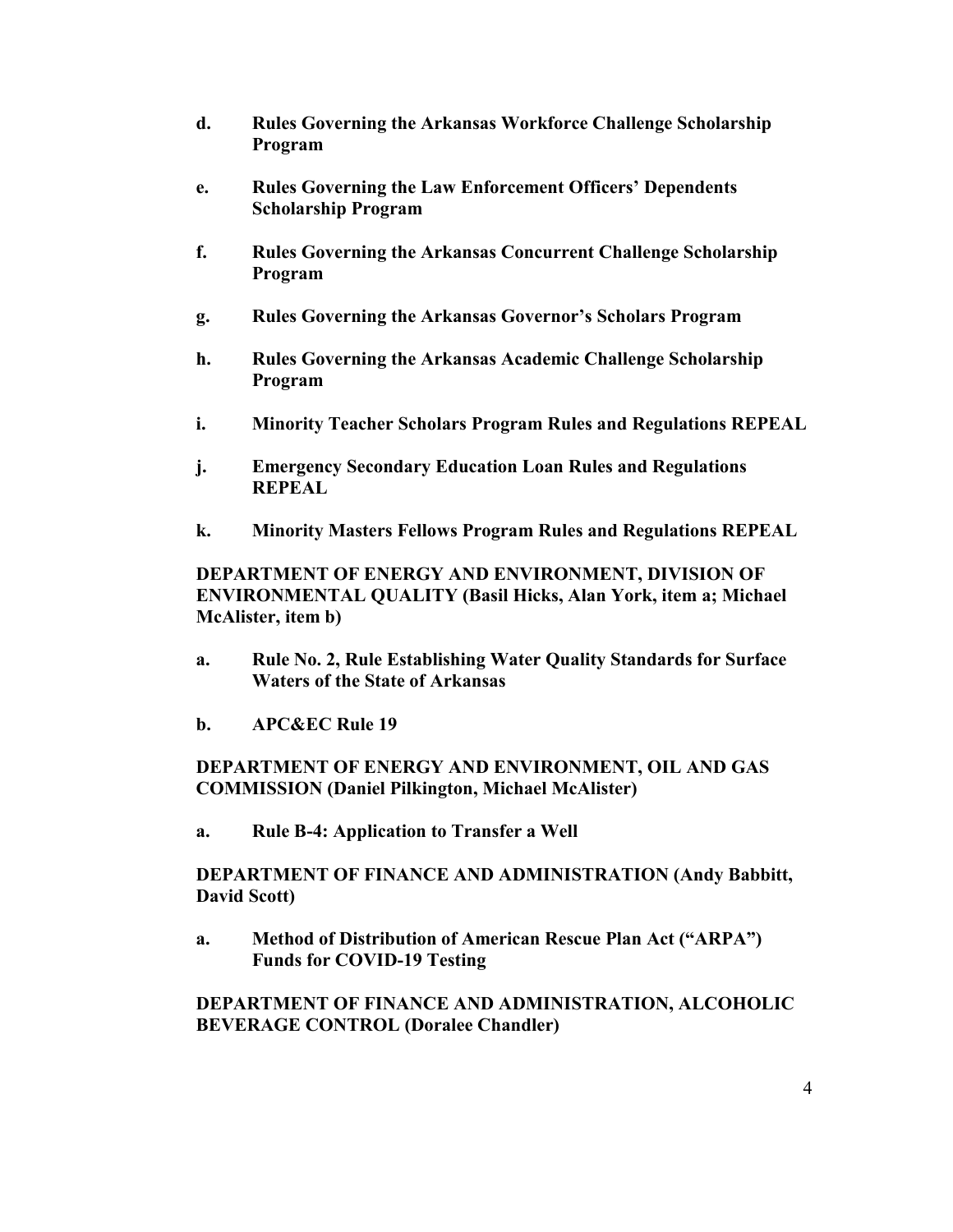- **d. Rules Governing the Arkansas Workforce Challenge Scholarship Program**

- **e. Rules Governing the Law Enforcement Officers' Dependents Scholarship Program**

- **f. Rules Governing the Arkansas Concurrent Challenge Scholarship Program**

- **g. Rules Governing the Arkansas Governor's Scholars Program**

- **h. Rules Governing the Arkansas Academic Challenge Scholarship Program**

- **i. Minority Teacher Scholars Program Rules and Regulations REPEAL**

- **j. Emergency Secondary Education Loan Rules and Regulations REPEAL**

- **k. Minority Masters Fellows Program Rules and Regulations REPEAL**

**DEPARTMENT OF ENERGY AND ENVIRONMENT, DIVISION OF ENVIRONMENTAL QUALITY (Basil Hicks, Alan York, item a; Michael McAlister, item b)**

- **a. Rule No. 2, Rule Establishing Water Quality Standards for Surface Waters of the State of Arkansas**

- **b. APC&EC Rule 19**

**DEPARTMENT OF ENERGY AND ENVIRONMENT, OIL AND GAS COMMISSION (Daniel Pilkington, Michael McAlister)**

- **a. Rule B-4: Application to Transfer a Well**

**DEPARTMENT OF FINANCE AND ADMINISTRATION (Andy Babbitt, David Scott)**

- **a. Method of Distribution of American Rescue Plan Act ("ARPA") Funds for COVID-19 Testing**

**DEPARTMENT OF FINANCE AND ADMINISTRATION, ALCOHOLIC BEVERAGE CONTROL (Doralee Chandler)**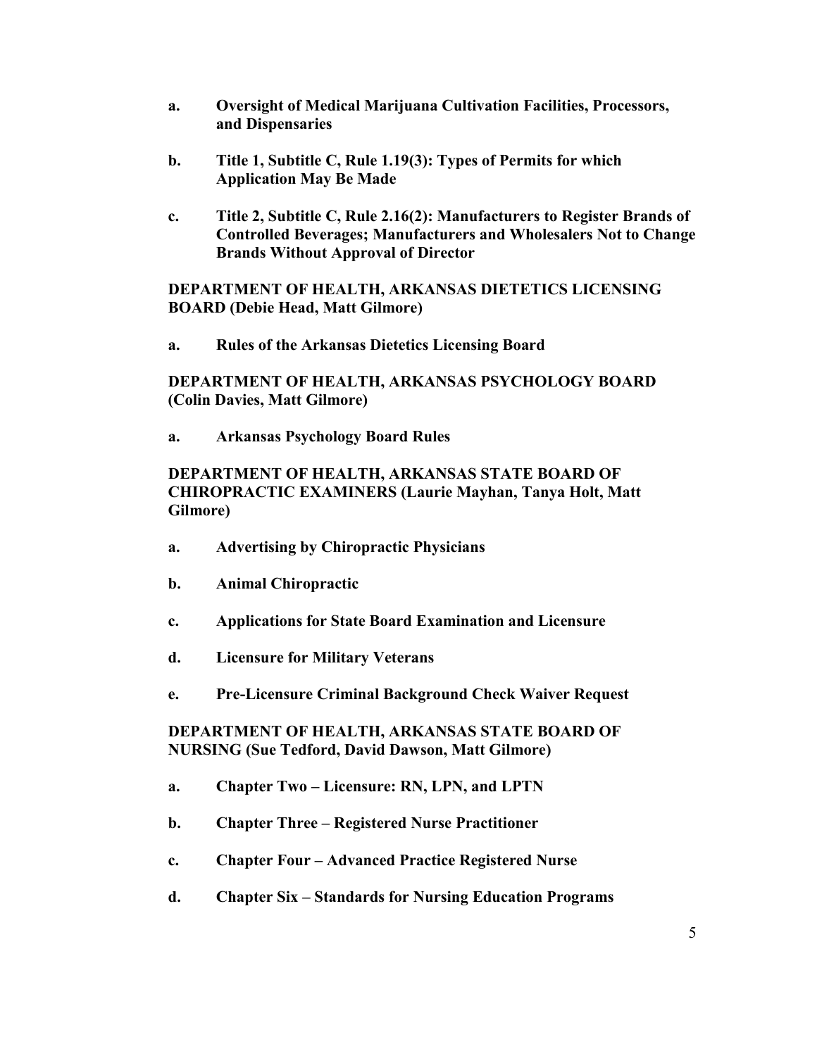- **a. Oversight of Medical Marijuana Cultivation Facilities, Processors, and Dispensaries**

- **b. Title 1, Subtitle C, Rule 1.19(3): Types of Permits for which Application May Be Made**

- **c. Title 2, Subtitle C, Rule 2.16(2): Manufacturers to Register Brands of Controlled Beverages; Manufacturers and Wholesalers Not to Change Brands Without Approval of Director**

**DEPARTMENT OF HEALTH, ARKANSAS DIETETICS LICENSING BOARD (Debie Head, Matt Gilmore)**

- **a. Rules of the Arkansas Dietetics Licensing Board**

**DEPARTMENT OF HEALTH, ARKANSAS PSYCHOLOGY BOARD (Colin Davies, Matt Gilmore)**

- **a. Arkansas Psychology Board Rules**

**DEPARTMENT OF HEALTH, ARKANSAS STATE BOARD OF CHIROPRACTIC EXAMINERS (Laurie Mayhan, Tanya Holt, Matt Gilmore)**

- **a. Advertising by Chiropractic Physicians**

- **b. Animal Chiropractic**

- **c. Applications for State Board Examination and Licensure**

- **d. Licensure for Military Veterans**

- **e. Pre-Licensure Criminal Background Check Waiver Request**

**DEPARTMENT OF HEALTH, ARKANSAS STATE BOARD OF NURSING (Sue Tedford, David Dawson, Matt Gilmore)**

- **a. Chapter Two – Licensure: RN, LPN, and LPTN**

- **b. Chapter Three – Registered Nurse Practitioner**

- **c. Chapter Four – Advanced Practice Registered Nurse**

- **d. Chapter Six – Standards for Nursing Education Programs**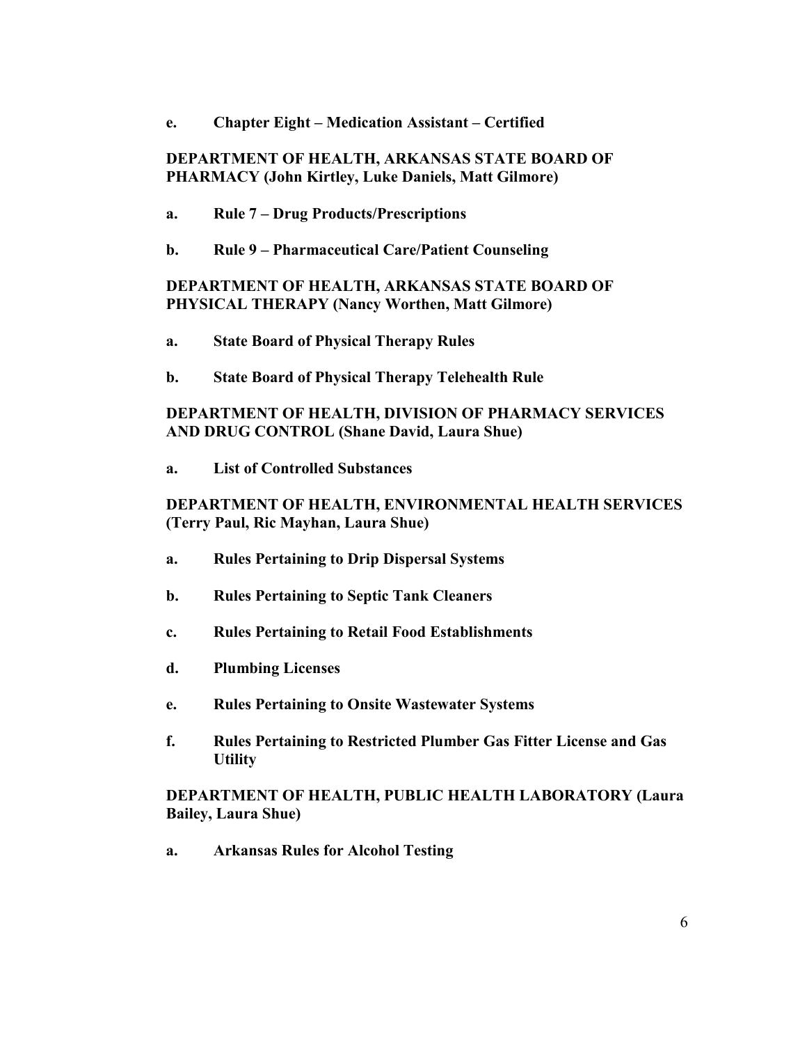**e. Chapter Eight – Medication Assistant – Certified**

**DEPARTMENT OF HEALTH, ARKANSAS STATE BOARD OF PHARMACY (John Kirtley, Luke Daniels, Matt Gilmore)**

**a. Rule 7 – Drug Products/Prescriptions**

**b. Rule 9 – Pharmaceutical Care/Patient Counseling**

**DEPARTMENT OF HEALTH, ARKANSAS STATE BOARD OF PHYSICAL THERAPY (Nancy Worthen, Matt Gilmore)**

**a. State Board of Physical Therapy Rules**

**b. State Board of Physical Therapy Telehealth Rule**

**DEPARTMENT OF HEALTH, DIVISION OF PHARMACY SERVICES AND DRUG CONTROL (Shane David, Laura Shue)**

**a. List of Controlled Substances**

**DEPARTMENT OF HEALTH, ENVIRONMENTAL HEALTH SERVICES (Terry Paul, Ric Mayhan, Laura Shue)**

**a. Rules Pertaining to Drip Dispersal Systems**

**b. Rules Pertaining to Septic Tank Cleaners**

**c. Rules Pertaining to Retail Food Establishments**

**d. Plumbing Licenses**

**e. Rules Pertaining to Onsite Wastewater Systems**

**f. Rules Pertaining to Restricted Plumber Gas Fitter License and Gas Utility**

**DEPARTMENT OF HEALTH, PUBLIC HEALTH LABORATORY (Laura Bailey, Laura Shue)**

**a. Arkansas Rules for Alcohol Testing**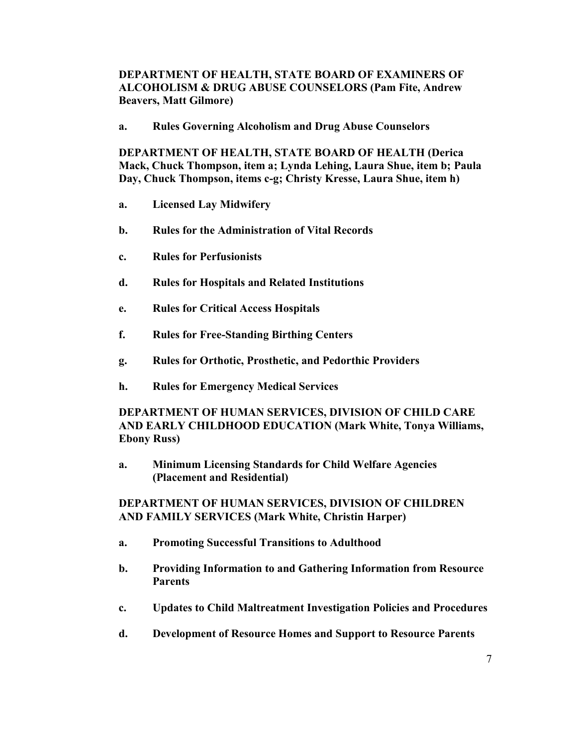**DEPARTMENT OF HEALTH, STATE BOARD OF EXAMINERS OF ALCOHOLISM & DRUG ABUSE COUNSELORS (Pam Fite, Andrew Beavers, Matt Gilmore)**

**a. Rules Governing Alcoholism and Drug Abuse Counselors**

**DEPARTMENT OF HEALTH, STATE BOARD OF HEALTH (Derica Mack, Chuck Thompson, item a; Lynda Lehing, Laura Shue, item b; Paula Day, Chuck Thompson, items c-g; Christy Kresse, Laura Shue, item h)**

**a. Licensed Lay Midwifery**

**b. Rules for the Administration of Vital Records**

**c. Rules for Perfusionists**

**d. Rules for Hospitals and Related Institutions**

**e. Rules for Critical Access Hospitals**

**f. Rules for Free-Standing Birthing Centers**

**g. Rules for Orthotic, Prosthetic, and Pedorthic Providers**

**h. Rules for Emergency Medical Services**

**DEPARTMENT OF HUMAN SERVICES, DIVISION OF CHILD CARE AND EARLY CHILDHOOD EDUCATION (Mark White, Tonya Williams, Ebony Russ)**

**a. Minimum Licensing Standards for Child Welfare Agencies (Placement and Residential)**

**DEPARTMENT OF HUMAN SERVICES, DIVISION OF CHILDREN AND FAMILY SERVICES (Mark White, Christin Harper)**

**a. Promoting Successful Transitions to Adulthood**

**b. Providing Information to and Gathering Information from Resource Parents**

**c. Updates to Child Maltreatment Investigation Policies and Procedures**

**d. Development of Resource Homes and Support to Resource Parents**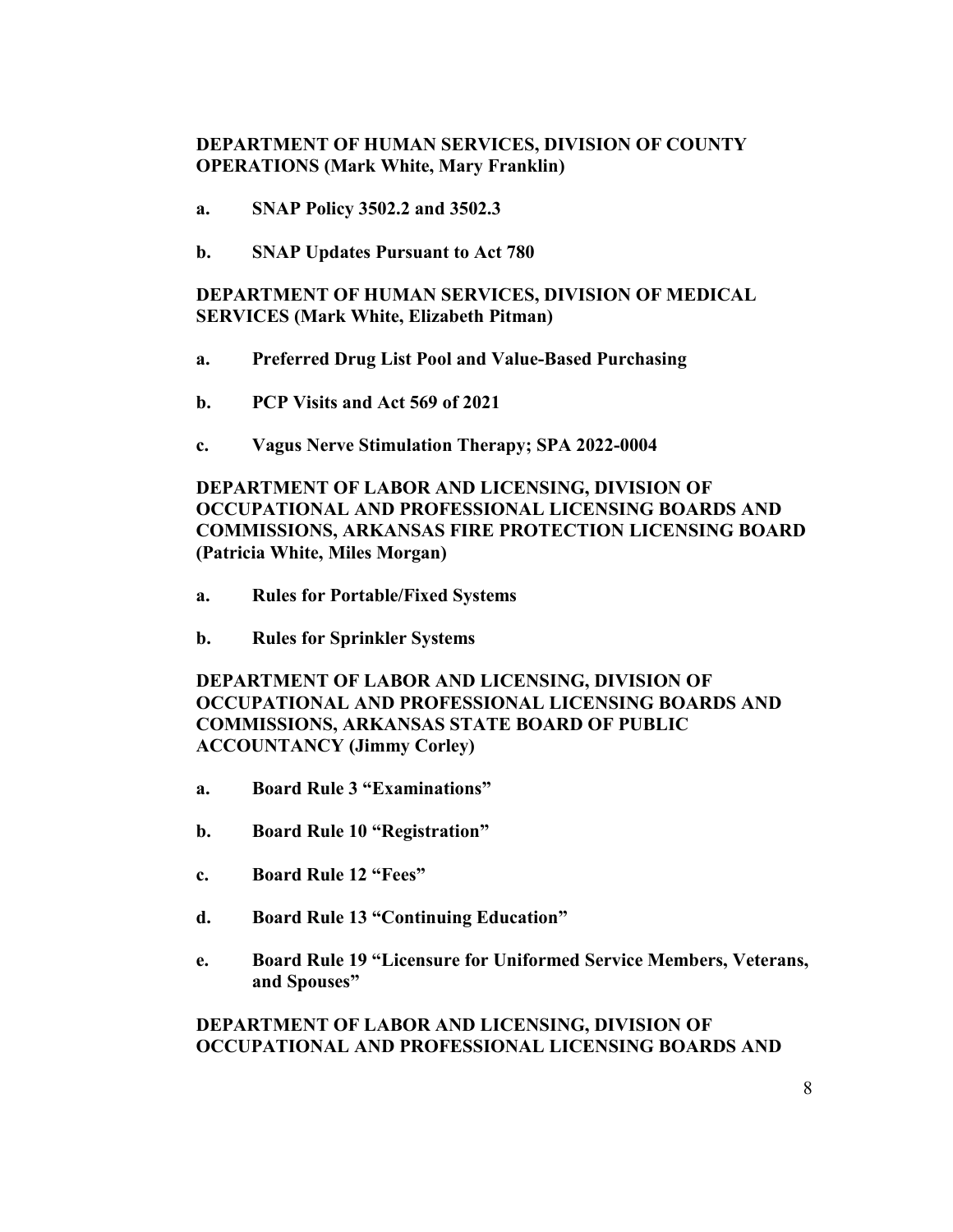**DEPARTMENT OF HUMAN SERVICES, DIVISION OF COUNTY OPERATIONS (Mark White, Mary Franklin)**

**a. SNAP Policy 3502.2 and 3502.3**

**b. SNAP Updates Pursuant to Act 780**

**DEPARTMENT OF HUMAN SERVICES, DIVISION OF MEDICAL SERVICES (Mark White, Elizabeth Pitman)**

**a. Preferred Drug List Pool and Value-Based Purchasing**

**b. PCP Visits and Act 569 of 2021**

**c. Vagus Nerve Stimulation Therapy; SPA 2022-0004**

**DEPARTMENT OF LABOR AND LICENSING, DIVISION OF OCCUPATIONAL AND PROFESSIONAL LICENSING BOARDS AND COMMISSIONS, ARKANSAS FIRE PROTECTION LICENSING BOARD (Patricia White, Miles Morgan)**

**a. Rules for Portable/Fixed Systems**

**b. Rules for Sprinkler Systems**

**DEPARTMENT OF LABOR AND LICENSING, DIVISION OF OCCUPATIONAL AND PROFESSIONAL LICENSING BOARDS AND COMMISSIONS, ARKANSAS STATE BOARD OF PUBLIC ACCOUNTANCY (Jimmy Corley)**

**a. Board Rule 3 "Examinations"**

**b. Board Rule 10 "Registration"**

**c. Board Rule 12 "Fees"**

**d. Board Rule 13 "Continuing Education"**

**e. Board Rule 19 "Licensure for Uniformed Service Members, Veterans, and Spouses"**

**DEPARTMENT OF LABOR AND LICENSING, DIVISION OF OCCUPATIONAL AND PROFESSIONAL LICENSING BOARDS AND**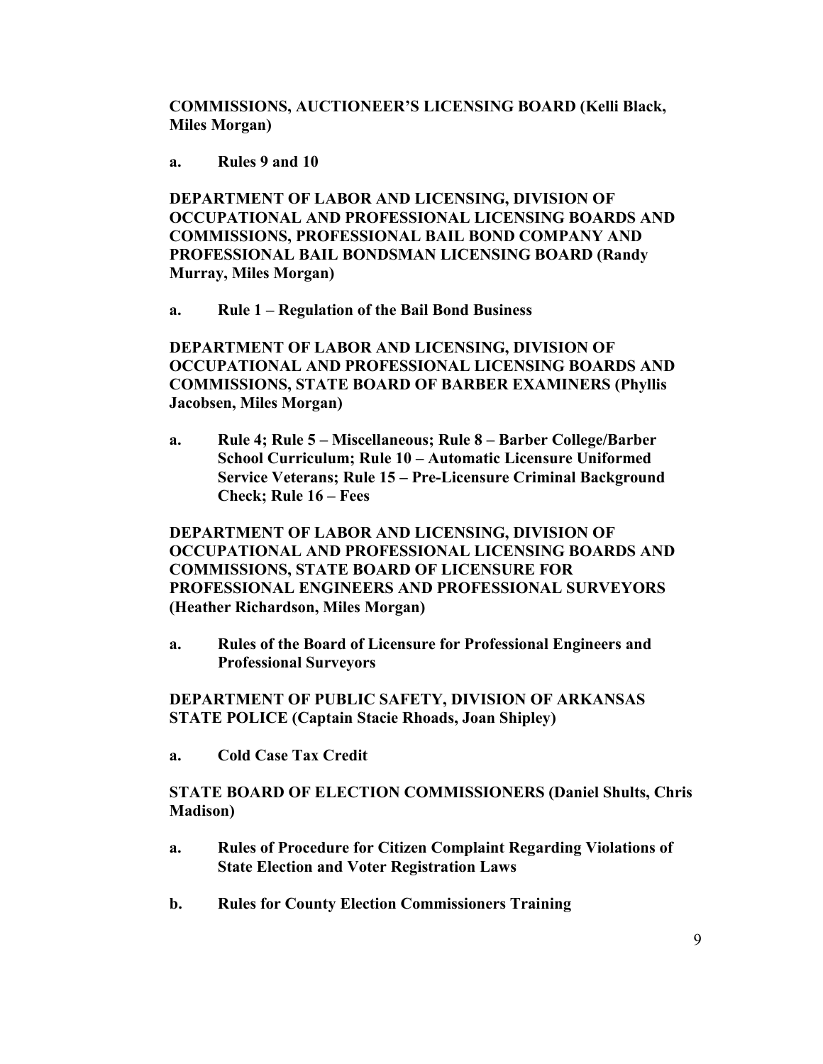**COMMISSIONS, AUCTIONEER'S LICENSING BOARD (Kelli Black, Miles Morgan)**

**a. Rules 9 and 10**

**DEPARTMENT OF LABOR AND LICENSING, DIVISION OF OCCUPATIONAL AND PROFESSIONAL LICENSING BOARDS AND COMMISSIONS, PROFESSIONAL BAIL BOND COMPANY AND PROFESSIONAL BAIL BONDSMAN LICENSING BOARD (Randy Murray, Miles Morgan)**

**a. Rule 1 – Regulation of the Bail Bond Business**

**DEPARTMENT OF LABOR AND LICENSING, DIVISION OF OCCUPATIONAL AND PROFESSIONAL LICENSING BOARDS AND COMMISSIONS, STATE BOARD OF BARBER EXAMINERS (Phyllis Jacobsen, Miles Morgan)**

**a. Rule 4; Rule 5 – Miscellaneous; Rule 8 – Barber College/Barber School Curriculum; Rule 10 – Automatic Licensure Uniformed Service Veterans; Rule 15 – Pre-Licensure Criminal Background Check; Rule 16 – Fees**

**DEPARTMENT OF LABOR AND LICENSING, DIVISION OF OCCUPATIONAL AND PROFESSIONAL LICENSING BOARDS AND COMMISSIONS, STATE BOARD OF LICENSURE FOR PROFESSIONAL ENGINEERS AND PROFESSIONAL SURVEYORS (Heather Richardson, Miles Morgan)**

**a. Rules of the Board of Licensure for Professional Engineers and Professional Surveyors**

**DEPARTMENT OF PUBLIC SAFETY, DIVISION OF ARKANSAS STATE POLICE (Captain Stacie Rhoads, Joan Shipley)**

**a. Cold Case Tax Credit**

**STATE BOARD OF ELECTION COMMISSIONERS (Daniel Shults, Chris Madison)**

**a. Rules of Procedure for Citizen Complaint Regarding Violations of State Election and Voter Registration Laws**

**b. Rules for County Election Commissioners Training**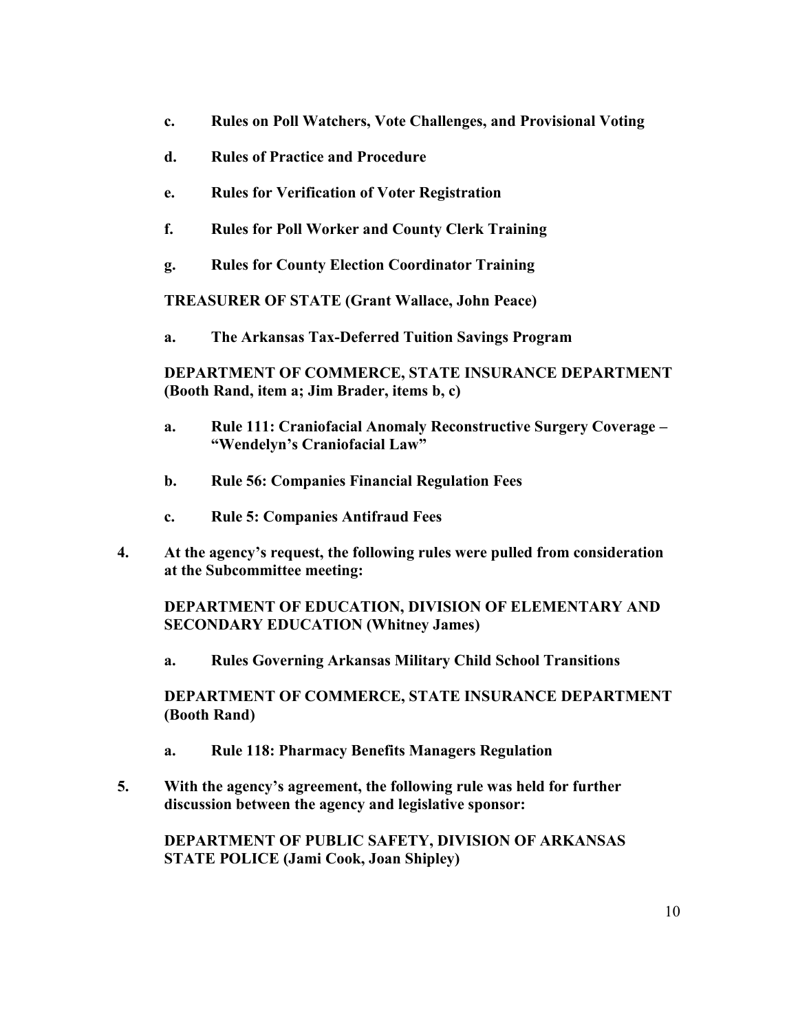**c. Rules on Poll Watchers, Vote Challenges, and Provisional Voting**

**d. Rules of Practice and Procedure**

**e. Rules for Verification of Voter Registration**

**f. Rules for Poll Worker and County Clerk Training**

**g. Rules for County Election Coordinator Training**

**TREASURER OF STATE (Grant Wallace, John Peace)**

**a. The Arkansas Tax-Deferred Tuition Savings Program**

**DEPARTMENT OF COMMERCE, STATE INSURANCE DEPARTMENT (Booth Rand, item a; Jim Brader, items b, c)**

**a. Rule 111: Craniofacial Anomaly Reconstructive Surgery Coverage – "Wendelyn's Craniofacial Law"**

**b. Rule 56: Companies Financial Regulation Fees**

**c. Rule 5: Companies Antifraud Fees**

**4. At the agency's request, the following rules were pulled from consideration at the Subcommittee meeting:**

**DEPARTMENT OF EDUCATION, DIVISION OF ELEMENTARY AND SECONDARY EDUCATION (Whitney James)**

**a. Rules Governing Arkansas Military Child School Transitions**

**DEPARTMENT OF COMMERCE, STATE INSURANCE DEPARTMENT (Booth Rand)**

**a. Rule 118: Pharmacy Benefits Managers Regulation**

**5. With the agency's agreement, the following rule was held for further discussion between the agency and legislative sponsor:**

**DEPARTMENT OF PUBLIC SAFETY, DIVISION OF ARKANSAS STATE POLICE (Jami Cook, Joan Shipley)**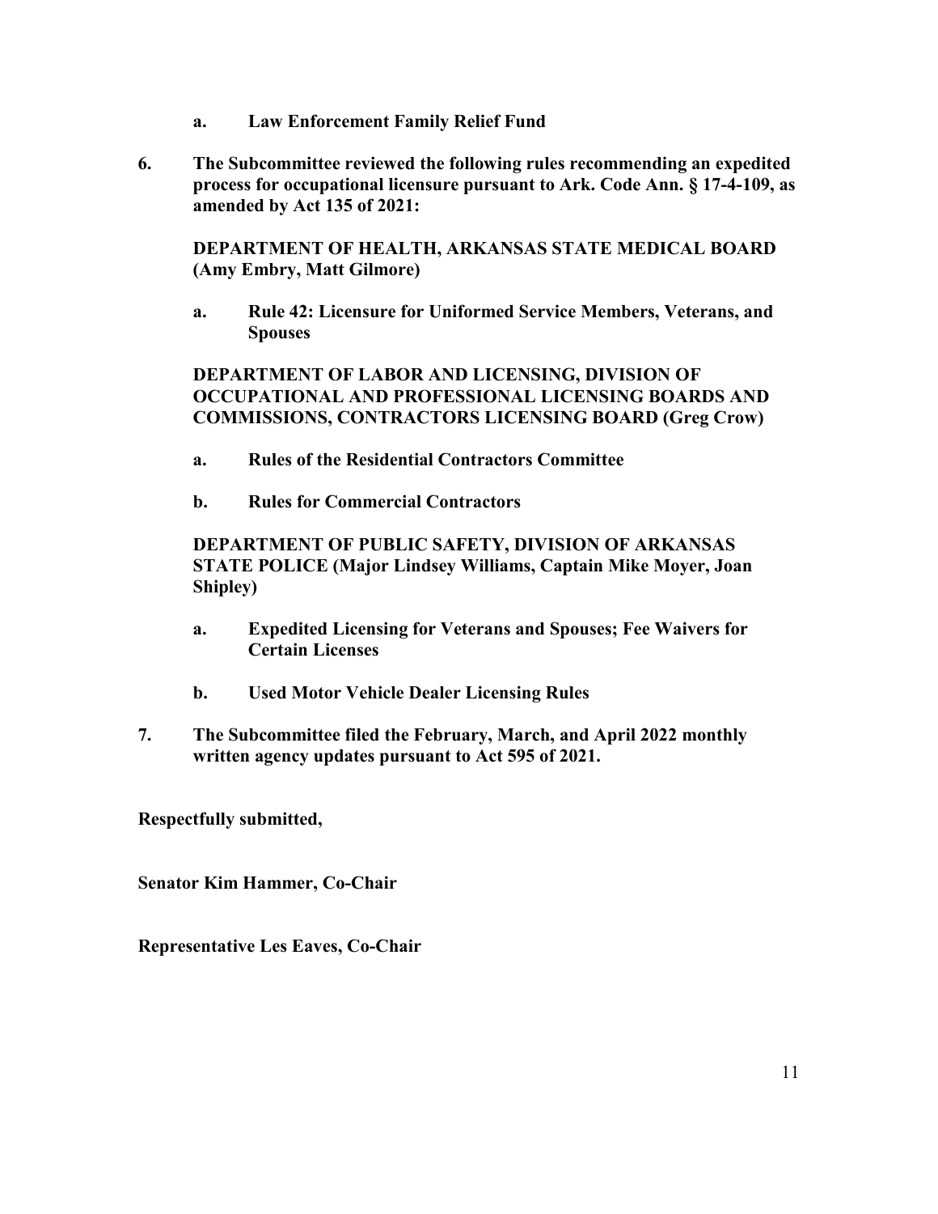**a. Law Enforcement Family Relief Fund**

**6. The Subcommittee reviewed the following rules recommending an expedited process for occupational licensure pursuant to Ark. Code Ann. § 17-4-109, as amended by Act 135 of 2021:**

**DEPARTMENT OF HEALTH, ARKANSAS STATE MEDICAL BOARD (Amy Embry, Matt Gilmore)**

**a. Rule 42: Licensure for Uniformed Service Members, Veterans, and Spouses**

**DEPARTMENT OF LABOR AND LICENSING, DIVISION OF OCCUPATIONAL AND PROFESSIONAL LICENSING BOARDS AND COMMISSIONS, CONTRACTORS LICENSING BOARD (Greg Crow)**

**a. Rules of the Residential Contractors Committee**

**b. Rules for Commercial Contractors**

**DEPARTMENT OF PUBLIC SAFETY, DIVISION OF ARKANSAS STATE POLICE (Major Lindsey Williams, Captain Mike Moyer, Joan Shipley)**

**a. Expedited Licensing for Veterans and Spouses; Fee Waivers for Certain Licenses**

**b. Used Motor Vehicle Dealer Licensing Rules**

**7. The Subcommittee filed the February, March, and April 2022 monthly written agency updates pursuant to Act 595 of 2021.**

**Respectfully submitted,**

**Senator Kim Hammer, Co-Chair**

**Representative Les Eaves, Co-Chair**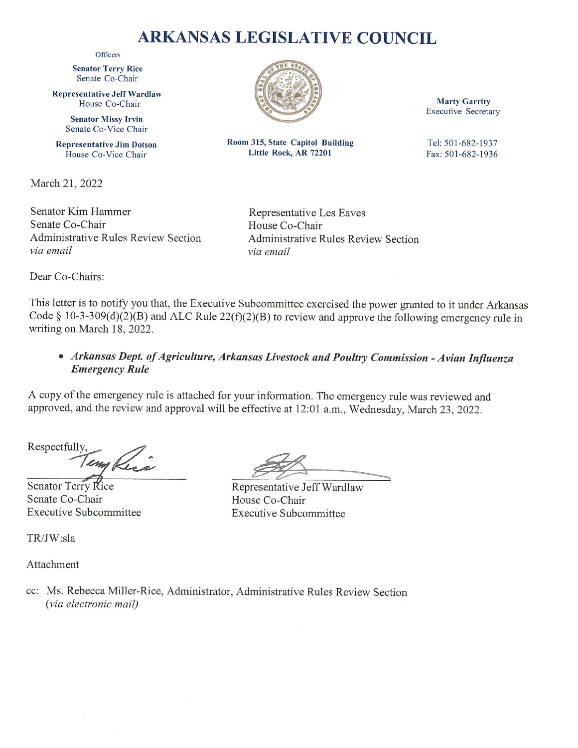# ARKANSAS LEGISLATIVE COUNCIL

Officers

**Senator Terry Rice**
Senate Co-Chair

**Representative Jeff Wardlaw**
House Co-Chair

**Senator Missy Irvin**
Senate Co-Vice Chair

**Representative Jim Dotson**
House Co-Vice Chair

**Room 315, State Capitol Building**
**Little Rock, AR 72201**

**Marty Garrity**
Executive Secretary

Tel: 501-682-1937
Fax: 501-682-1936

March 21, 2022

Senator Kim Hammer
Senate Co-Chair
Administrative Rules Review Section
*via email*

Representative Les Eaves
House Co-Chair
Administrative Rules Review Section
*via email*

Dear Co-Chairs:

This letter is to notify you that, the Executive Subcommittee exercised the power granted to it under Arkansas Code § 10-3-309(d)(2)(B) and ALC Rule 22(f)(2)(B) to review and approve the following emergency rule in writing on March 18, 2022.

- ***Arkansas Dept. of Agriculture, Arkansas Livestock and Poultry Commission - Avian Influenza Emergency Rule***

A copy of the emergency rule is attached for your information. The emergency rule was reviewed and approved, and the review and approval will be effective at 12:01 a.m., Wednesday, March 23, 2022.

Respectfully,

Senator Terry Rice
Senate Co-Chair
Executive Subcommittee

Representative Jeff Wardlaw
House Co-Chair
Executive Subcommittee

TR/JW:sla

Attachment

cc: Ms. Rebecca Miller-Rice, Administrator, Administrative Rules Review Section
*(via electronic mail)*